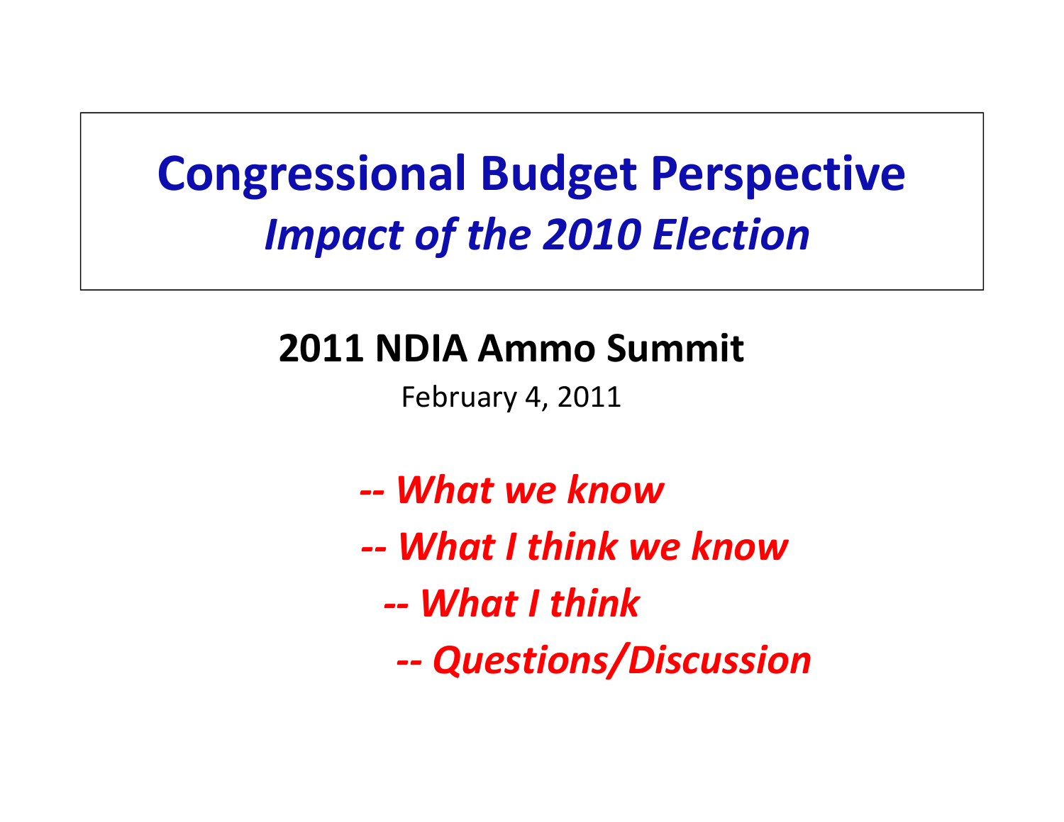# Congressional Budget Perspective

## *Impact of the 2010 Election*

**2011 NDIA Ammo Summit**

February 4, 2011

- *-- What we know*
- *-- What I think we know*
- *-- What I think*
- *-- Questions/Discussion*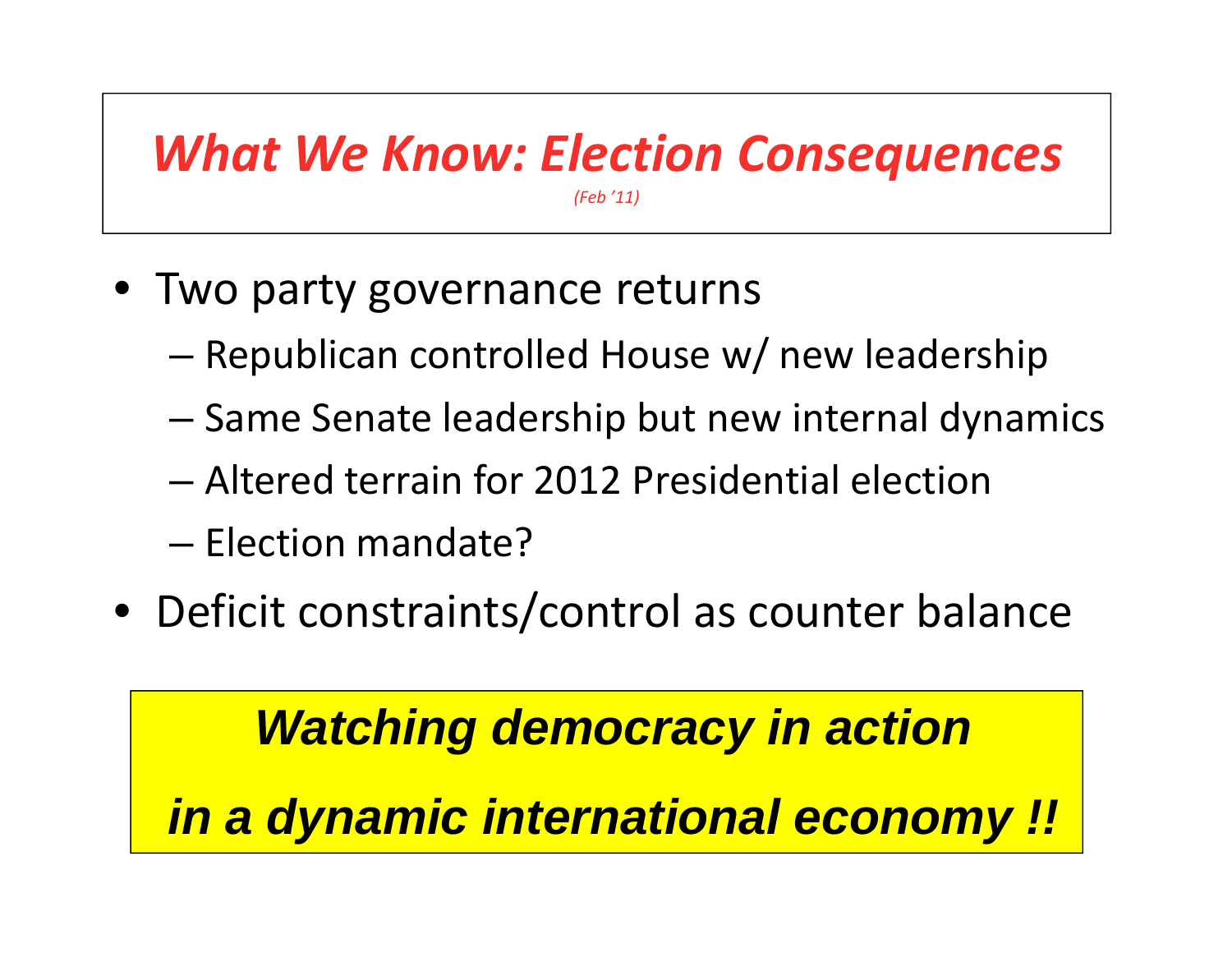# *What We Know: Election Consequences*

*(Feb '11)*

- Two party governance returns
  - Republican controlled House w/ new leadership
  - Same Senate leadership but new internal dynamics
  - Altered terrain for 2012 Presidential election
  - Election mandate?
- Deficit constraints/control as counter balance

***Watching democracy in action***

***in a dynamic international economy !!***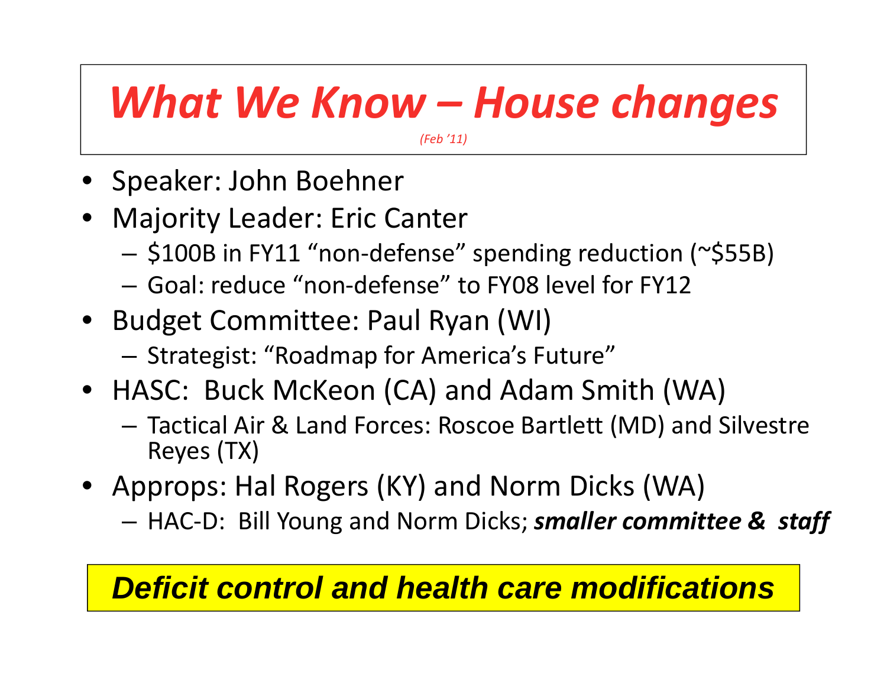# *What We Know – House changes*

*(Feb '11)*

- Speaker: John Boehner
- Majority Leader: Eric Canter
  - $100B in FY11 "non-defense" spending reduction (~$55B)
  - Goal: reduce "non-defense" to FY08 level for FY12
- Budget Committee: Paul Ryan (WI)
  - Strategist: "Roadmap for America's Future"
- HASC: Buck McKeon (CA) and Adam Smith (WA)
  - Tactical Air & Land Forces: Roscoe Bartlett (MD) and Silvestre Reyes (TX)
- Approps: Hal Rogers (KY) and Norm Dicks (WA)
  - HAC-D: Bill Young and Norm Dicks; ***smaller committee & staff***

***Deficit control and health care modifications***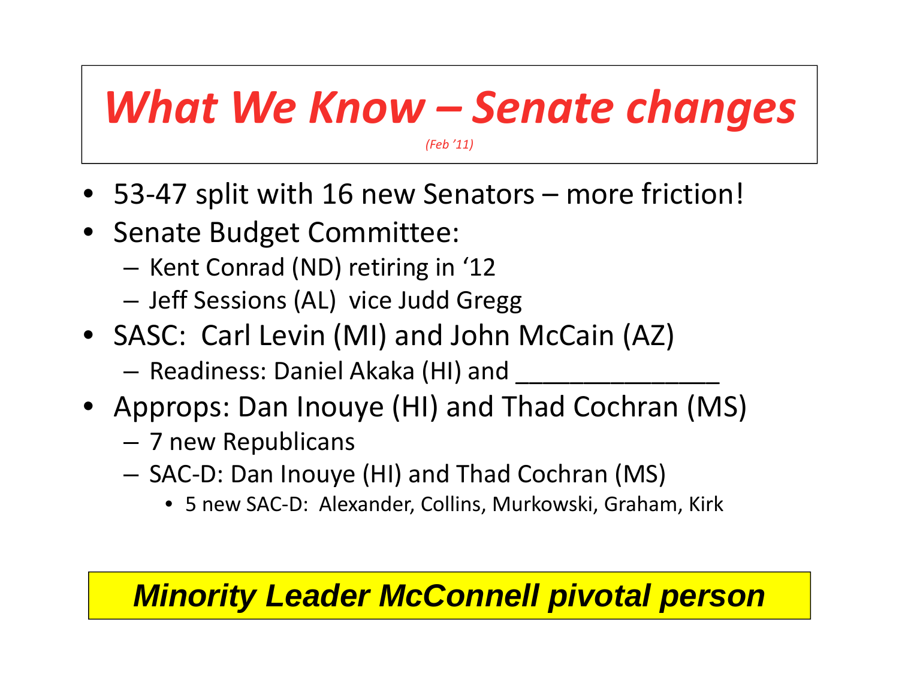# *What We Know – Senate changes*

*(Feb '11)*

- 53-47 split with 16 new Senators – more friction!
- Senate Budget Committee:
  - Kent Conrad (ND) retiring in '12
  - Jeff Sessions (AL) vice Judd Gregg
- SASC: Carl Levin (MI) and John McCain (AZ)
  - Readiness: Daniel Akaka (HI) and _______________
- Approps: Dan Inouye (HI) and Thad Cochran (MS)
  - 7 new Republicans
  - SAC-D: Dan Inouye (HI) and Thad Cochran (MS)
    - 5 new SAC-D: Alexander, Collins, Murkowski, Graham, Kirk

***Minority Leader McConnell pivotal person***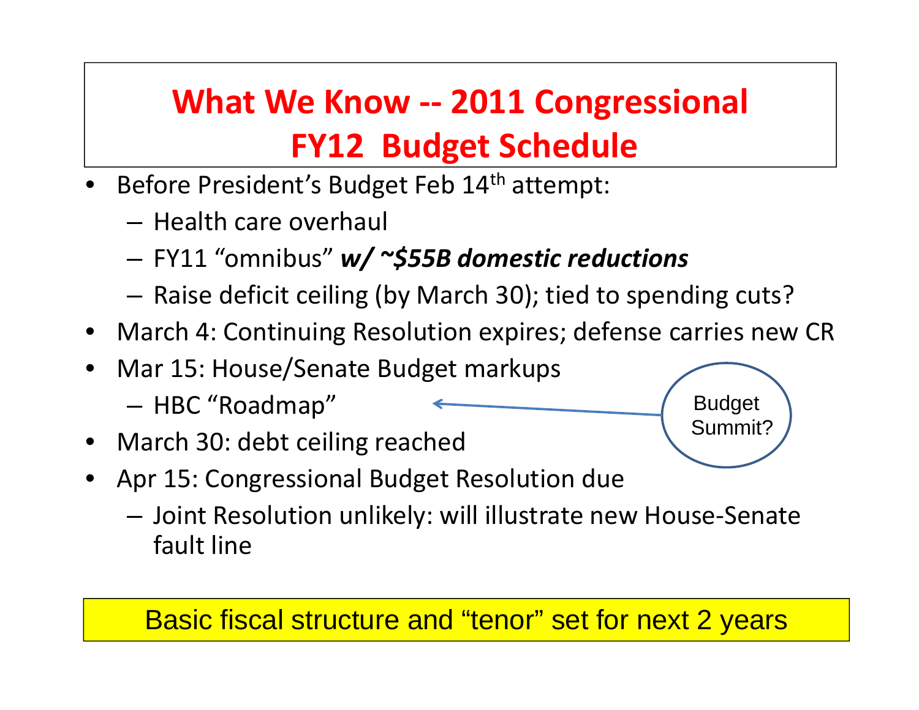# What We Know -- 2011 Congressional FY12 Budget Schedule

- Before President's Budget Feb 14th attempt:
  - Health care overhaul
  - FY11 "omnibus" ***w/ ~$55B domestic reductions***
  - Raise deficit ceiling (by March 30); tied to spending cuts?
- March 4: Continuing Resolution expires; defense carries new CR
- Mar 15: House/Senate Budget markups
  - HBC "Roadmap"
- March 30: debt ceiling reached
- Apr 15: Congressional Budget Resolution due
  - Joint Resolution unlikely: will illustrate new House-Senate fault line

Budget Summit?

Basic fiscal structure and "tenor" set for next 2 years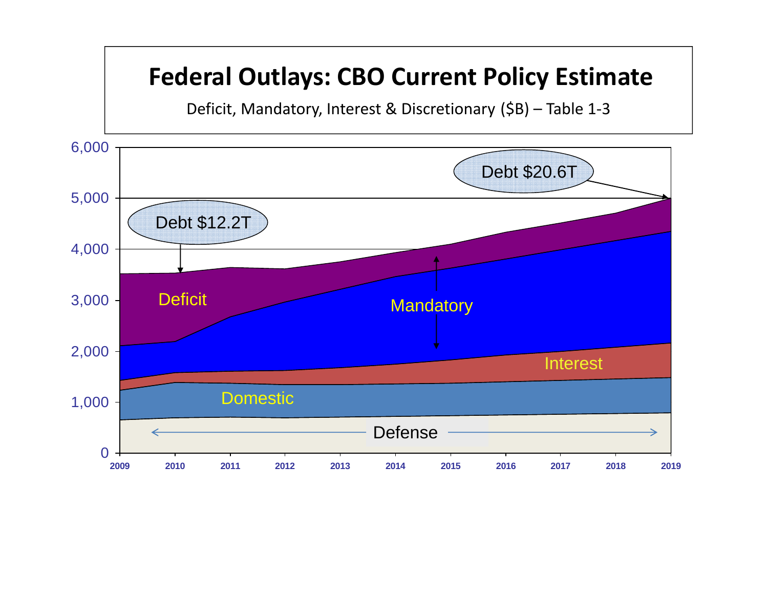# Federal Outlays: CBO Current Policy Estimate

Deficit, Mandatory, Interest & Discretionary ($B) – Table 1-3

Debt $12.2T

Debt $20.6T

Deficit

Mandatory

Interest

Domestic

Defense

6,000
5,000
4,000
3,000
2,000
1,000
0

2009 2010 2011 2012 2013 2014 2015 2016 2017 2018 2019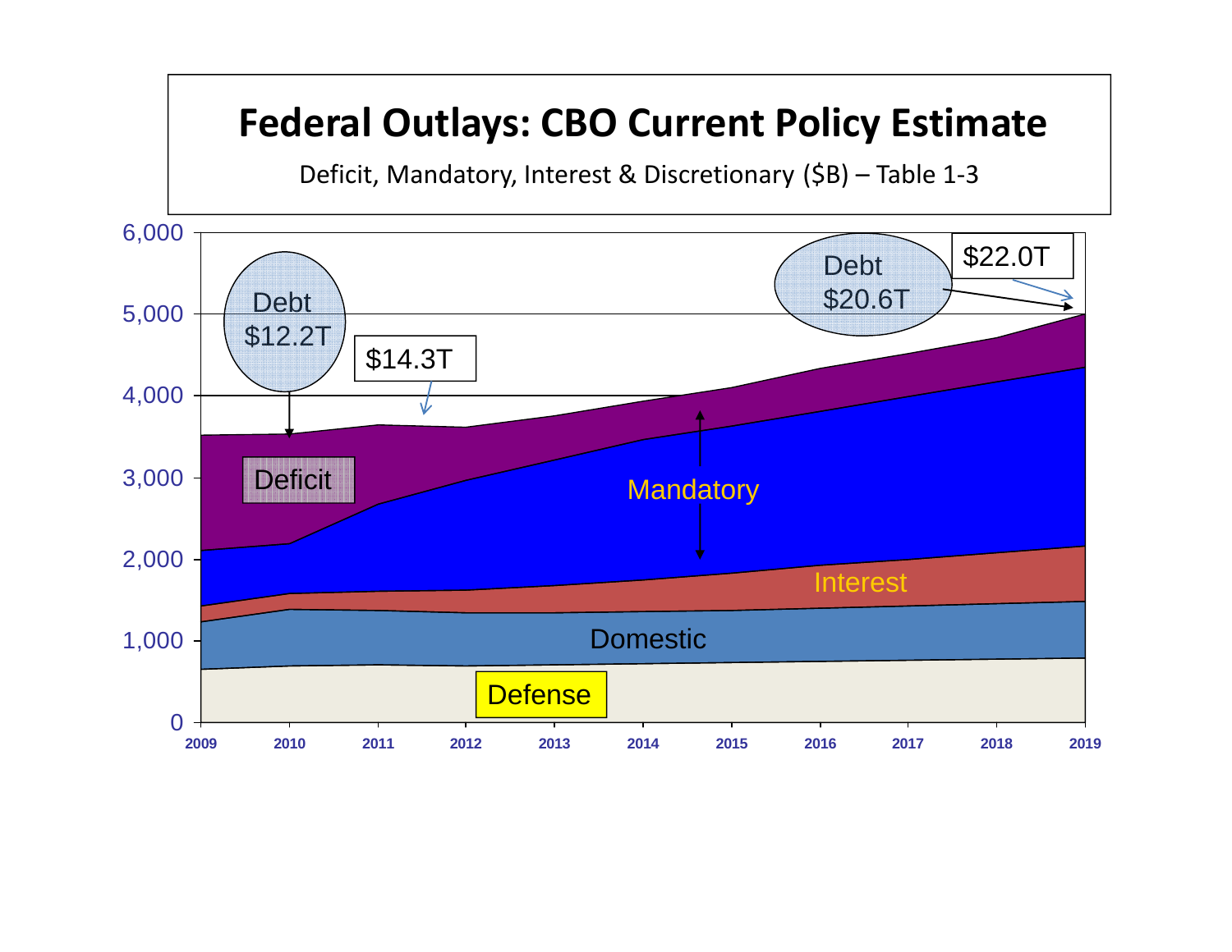# Federal Outlays: CBO Current Policy Estimate

Deficit, Mandatory, Interest & Discretionary ($B) – Table 1-3

Debt $12.2T

$14.3T

Debt $20.6T

$22.0T

Deficit

Mandatory

Interest

Domestic

Defense

6,000
5,000
4,000
3,000
2,000
1,000
0

2009 2010 2011 2012 2013 2014 2015 2016 2017 2018 2019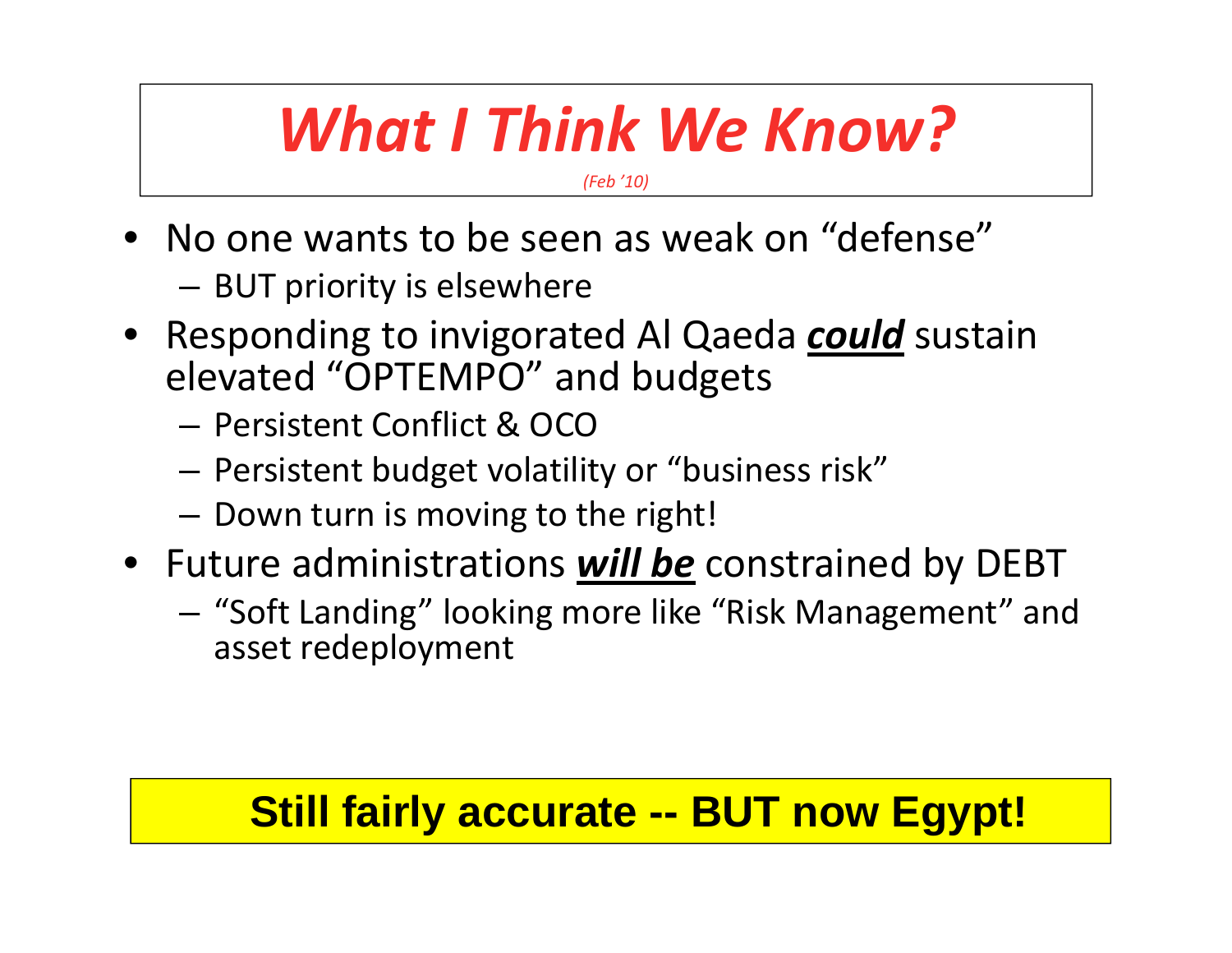# *What I Think We Know?*

*(Feb '10)*

- No one wants to be seen as weak on "defense"
  - BUT priority is elsewhere
- Responding to invigorated Al Qaeda ***could*** sustain elevated "OPTEMPO" and budgets
  - Persistent Conflict & OCO
  - Persistent budget volatility or "business risk"
  - Down turn is moving to the right!
- Future administrations ***will be*** constrained by DEBT
  - "Soft Landing" looking more like "Risk Management" and asset redeployment

**Still fairly accurate -- BUT now Egypt!**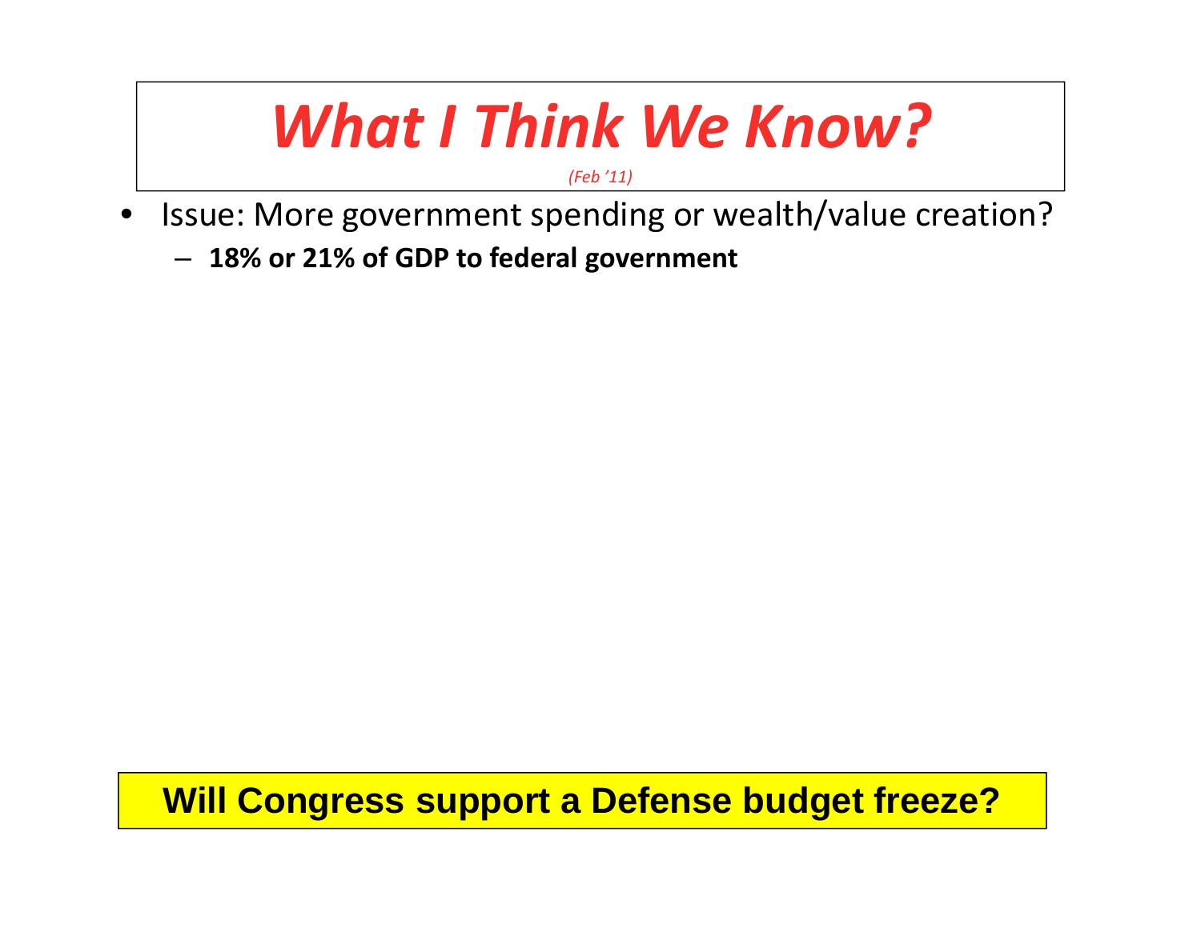# *What I Think We Know?*

*(Feb '11)*

- Issue: More government spending or wealth/value creation?
  - **18% or 21% of GDP to federal government**

**Will Congress support a Defense budget freeze?**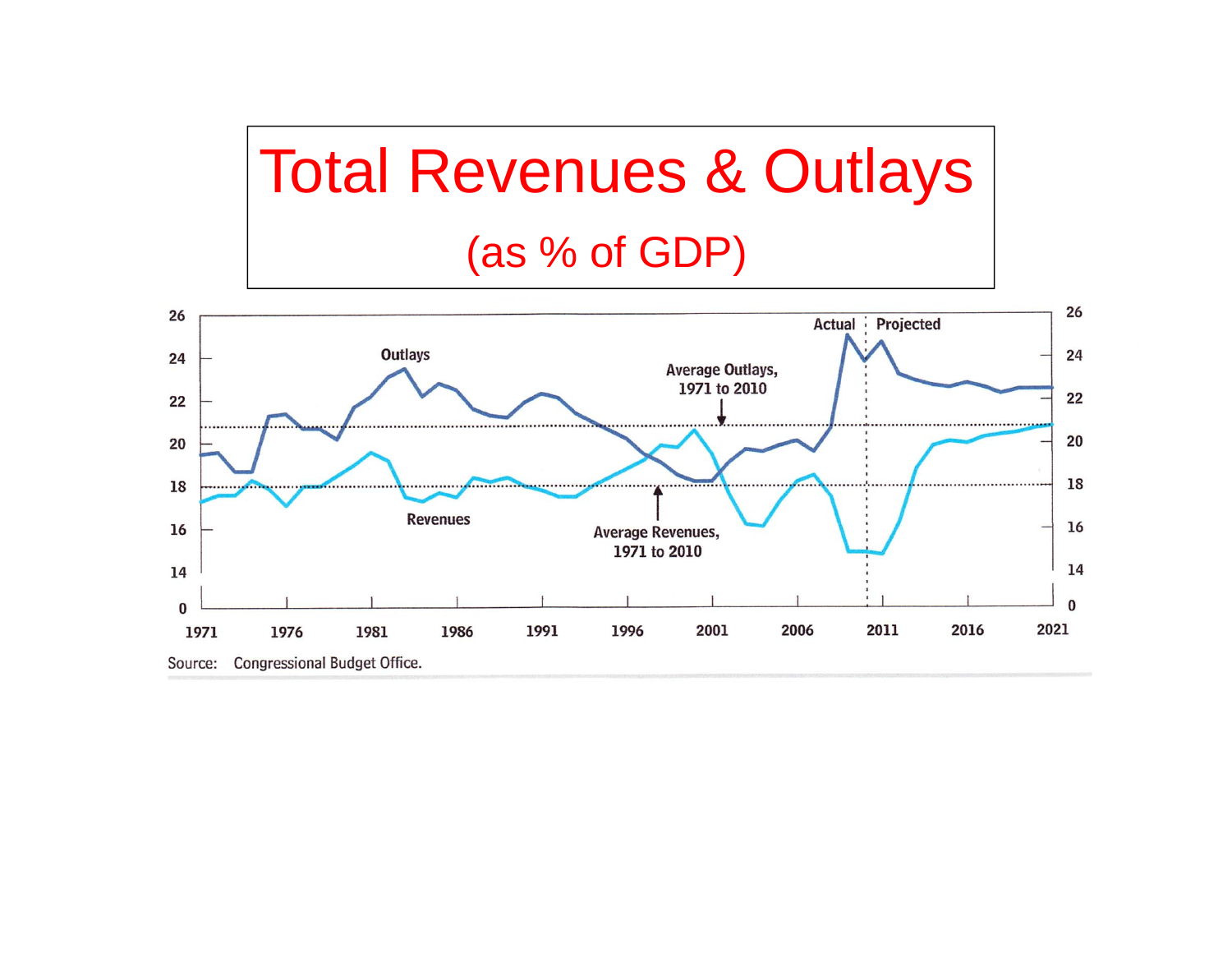# Total Revenues & Outlays

## (as % of GDP)

Source: Congressional Budget Office.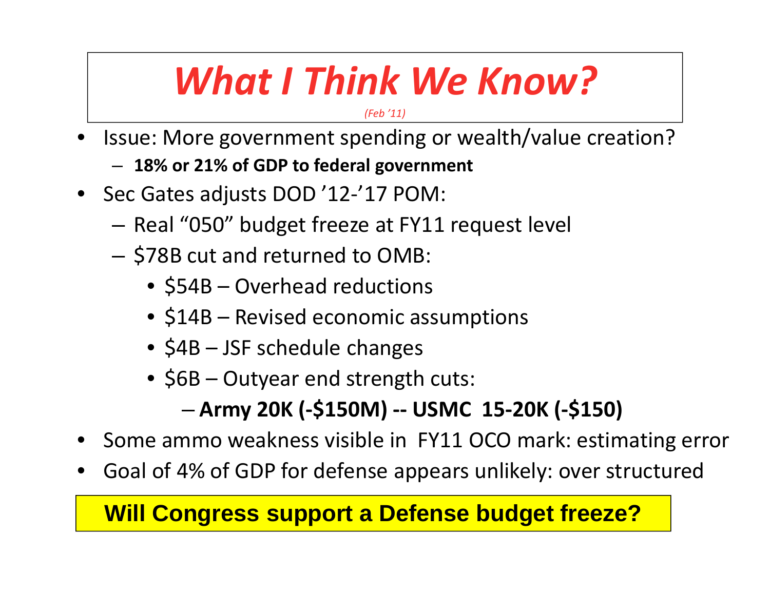# *What I Think We Know?*

*(Feb '11)*

- Issue: More government spending or wealth/value creation?
  - **18% or 21% of GDP to federal government**
- Sec Gates adjusts DOD '12-'17 POM:
  - Real "050" budget freeze at FY11 request level
  - $78B cut and returned to OMB:
    - $54B – Overhead reductions
    - $14B – Revised economic assumptions
    - $4B – JSF schedule changes
    - $6B – Outyear end strength cuts:
      - **Army 20K (-$150M) -- USMC 15-20K (-$150)**
- Some ammo weakness visible in FY11 OCO mark: estimating error
- Goal of 4% of GDP for defense appears unlikely: over structured

**Will Congress support a Defense budget freeze?**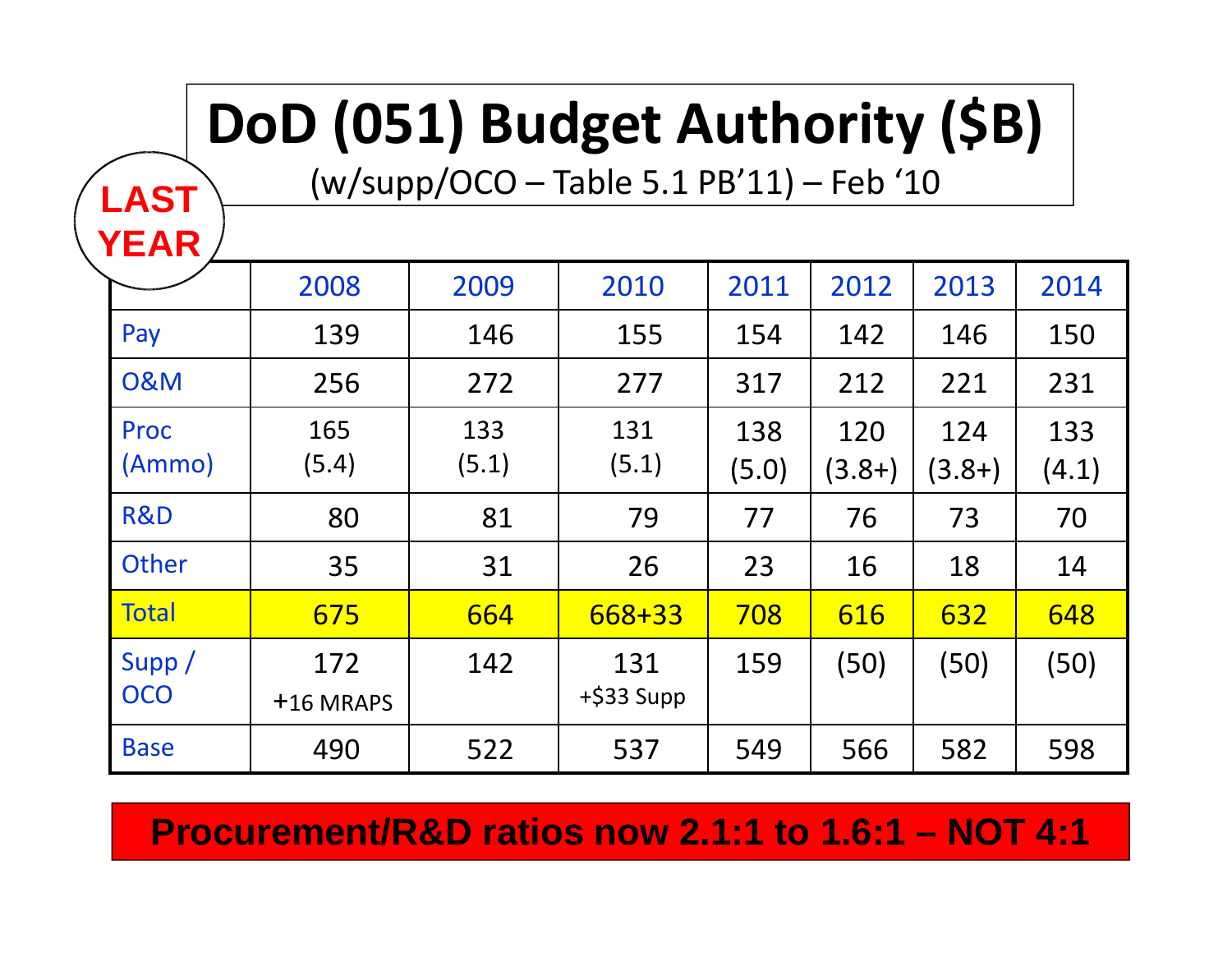# DoD (051) Budget Authority ($B)

(w/supp/OCO – Table 5.1 PB'11) – Feb '10

**LAST YEAR**

| | 2008 | 2009 | 2010 | 2011 | 2012 | 2013 | 2014 |
|---|---|---|---|---|---|---|---|
| Pay | 139 | 146 | 155 | 154 | 142 | 146 | 150 |
| O&M | 256 | 272 | 277 | 317 | 212 | 221 | 231 |
| Proc (Ammo) | 165 (5.4) | 133 (5.1) | 131 (5.1) | 138 (5.0) | 120 (3.8+) | 124 (3.8+) | 133 (4.1) |
| R&D | 80 | 81 | 79 | 77 | 76 | 73 | 70 |
| Other | 35 | 31 | 26 | 23 | 16 | 18 | 14 |
| Total | 675 | 664 | 668+33 | 708 | 616 | 632 | 648 |
| Supp / OCO | 172 +16 MRAPS | 142 | 131 +$33 Supp | 159 | (50) | (50) | (50) |
| Base | 490 | 522 | 537 | 549 | 566 | 582 | 598 |

**Procurement/R&D ratios now 2.1:1 to 1.6:1 – NOT 4:1**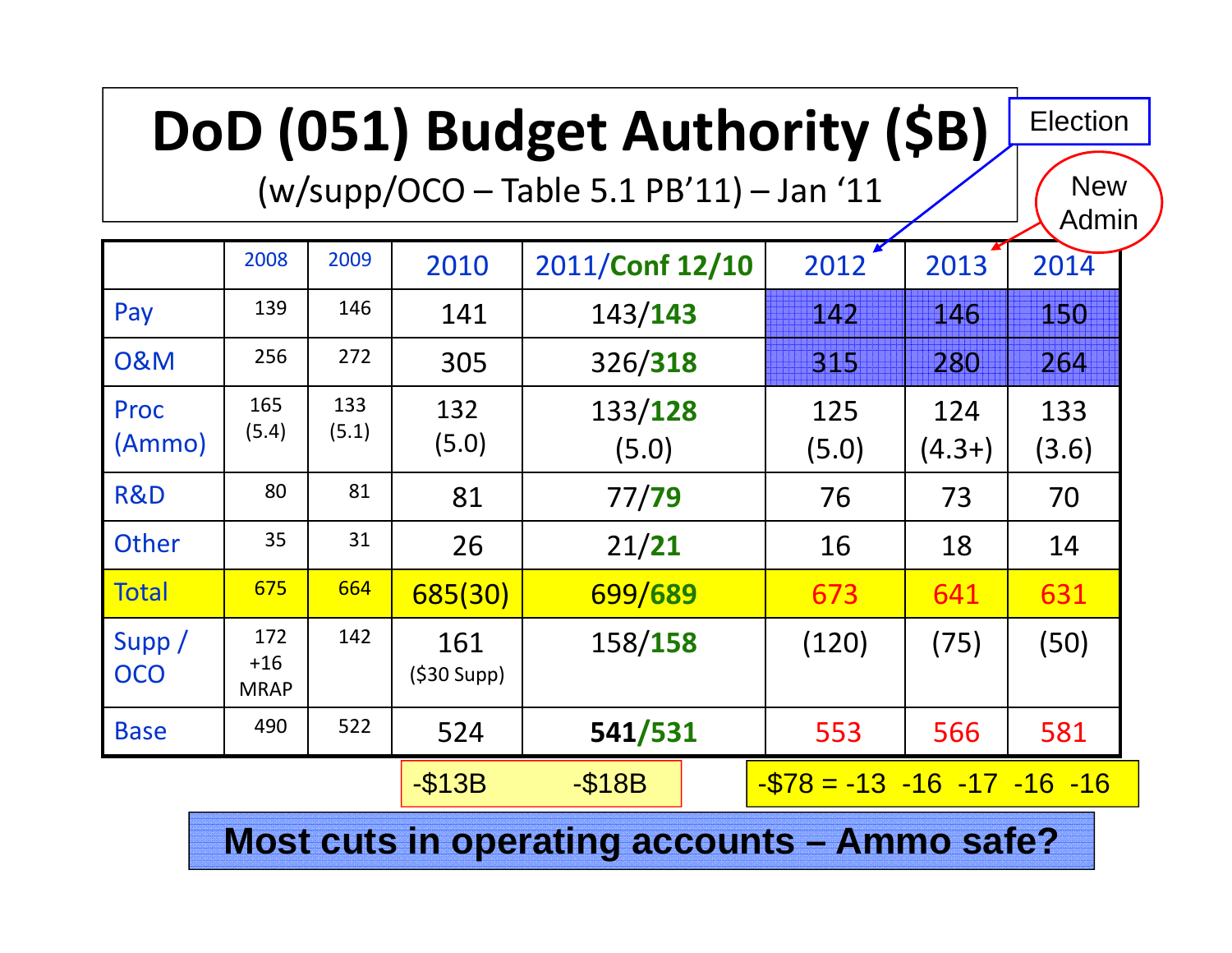# DoD (051) Budget Authority ($B)

(w/supp/OCO – Table 5.1 PB'11) – Jan '11

Election → 2012

New Admin → 2013

| | 2008 | 2009 | 2010 | 2011/Conf 12/10 | 2012 | 2013 | 2014 |
|---|---|---|---|---|---|---|---|
| Pay | 139 | 146 | 141 | 143/**143** | 142 | 146 | 150 |
| O&M | 256 | 272 | 305 | 326/**318** | 315 | 280 | 264 |
| Proc (Ammo) | 165 (5.4) | 133 (5.1) | 132 (5.0) | 133/**128** (5.0) | 125 (5.0) | 124 (4.3+) | 133 (3.6) |
| R&D | 80 | 81 | 81 | 77/**79** | 76 | 73 | 70 |
| Other | 35 | 31 | 26 | 21/**21** | 16 | 18 | 14 |
| Total | 675 | 664 | 685(30) | 699/**689** | 673 | 641 | 631 |
| Supp / OCO | 172 +16 MRAP | 142 | 161 ($30 Supp) | 158/**158** | (120) | (75) | (50) |
| Base | 490 | 522 | 524 | **541/531** | 553 | 566 | 581 |

-$13B -$18B

-$78 = -13 -16 -17 -16 -16

**Most cuts in operating accounts – Ammo safe?**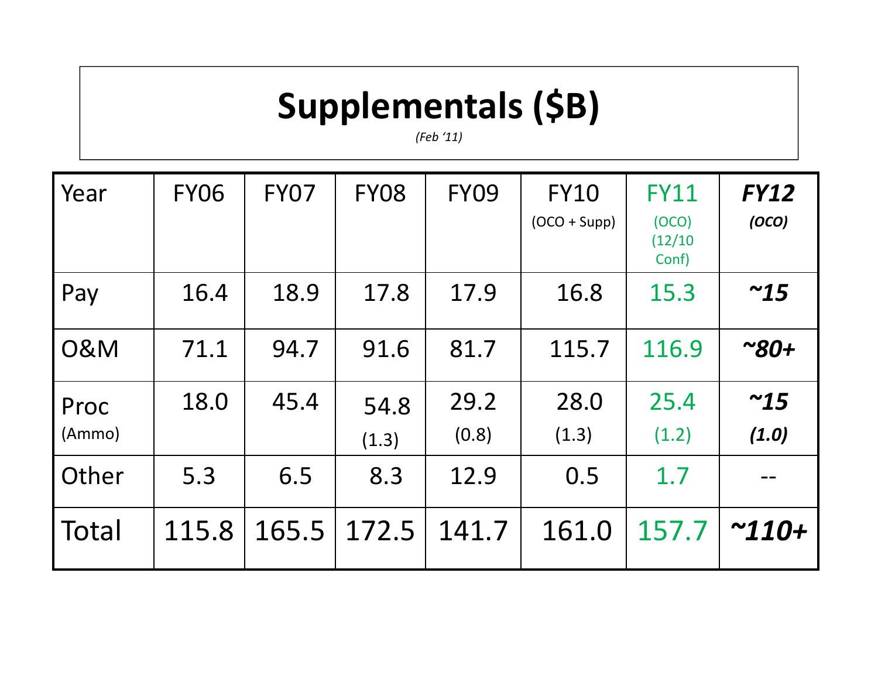# Supplementals ($B)

*(Feb '11)*

| Year | FY06 | FY07 | FY08 | FY09 | FY10 (OCO + Supp) | FY11 (OCO) (12/10 Conf) | ***FY12*** ***(OCO)*** |
|---|---|---|---|---|---|---|---|
| Pay | 16.4 | 18.9 | 17.8 | 17.9 | 16.8 | 15.3 | ***~15*** |
| O&M | 71.1 | 94.7 | 91.6 | 81.7 | 115.7 | 116.9 | ***~80+*** |
| Proc (Ammo) | 18.0 | 45.4 | 54.8 (1.3) | 29.2 (0.8) | 28.0 (1.3) | 25.4 (1.2) | ***~15*** ***(1.0)*** |
| Other | 5.3 | 6.5 | 8.3 | 12.9 | 0.5 | 1.7 | -- |
| Total | 115.8 | 165.5 | 172.5 | 141.7 | 161.0 | 157.7 | ***~110+*** |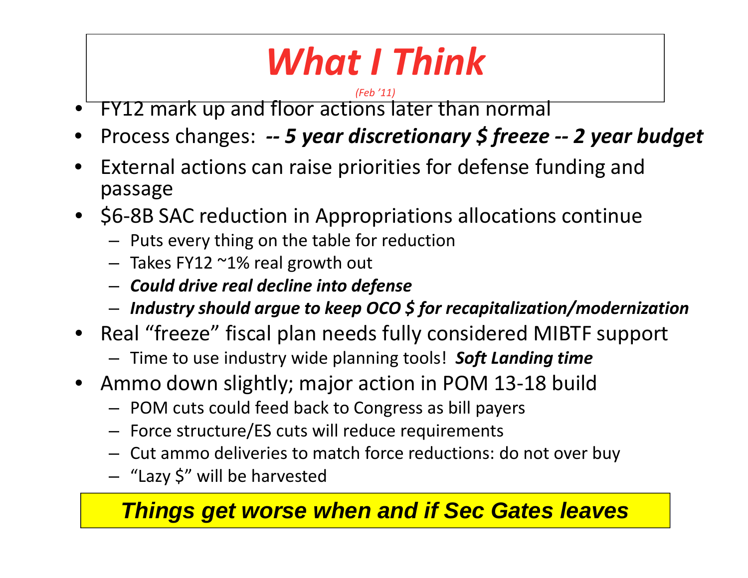# *What I Think*

*(Feb '11)*

- FY12 mark up and floor actions later than normal
- Process changes: ***-- 5 year discretionary $ freeze -- 2 year budget***
- External actions can raise priorities for defense funding and passage
- $6-8B SAC reduction in Appropriations allocations continue
  - Puts every thing on the table for reduction
  - Takes FY12 ~1% real growth out
  - ***Could drive real decline into defense***
  - ***Industry should argue to keep OCO $ for recapitalization/modernization***
- Real "freeze" fiscal plan needs fully considered MIBTF support
  - Time to use industry wide planning tools! ***Soft Landing time***
- Ammo down slightly; major action in POM 13-18 build
  - POM cuts could feed back to Congress as bill payers
  - Force structure/ES cuts will reduce requirements
  - Cut ammo deliveries to match force reductions: do not over buy
  - "Lazy $" will be harvested

***Things get worse when and if Sec Gates leaves***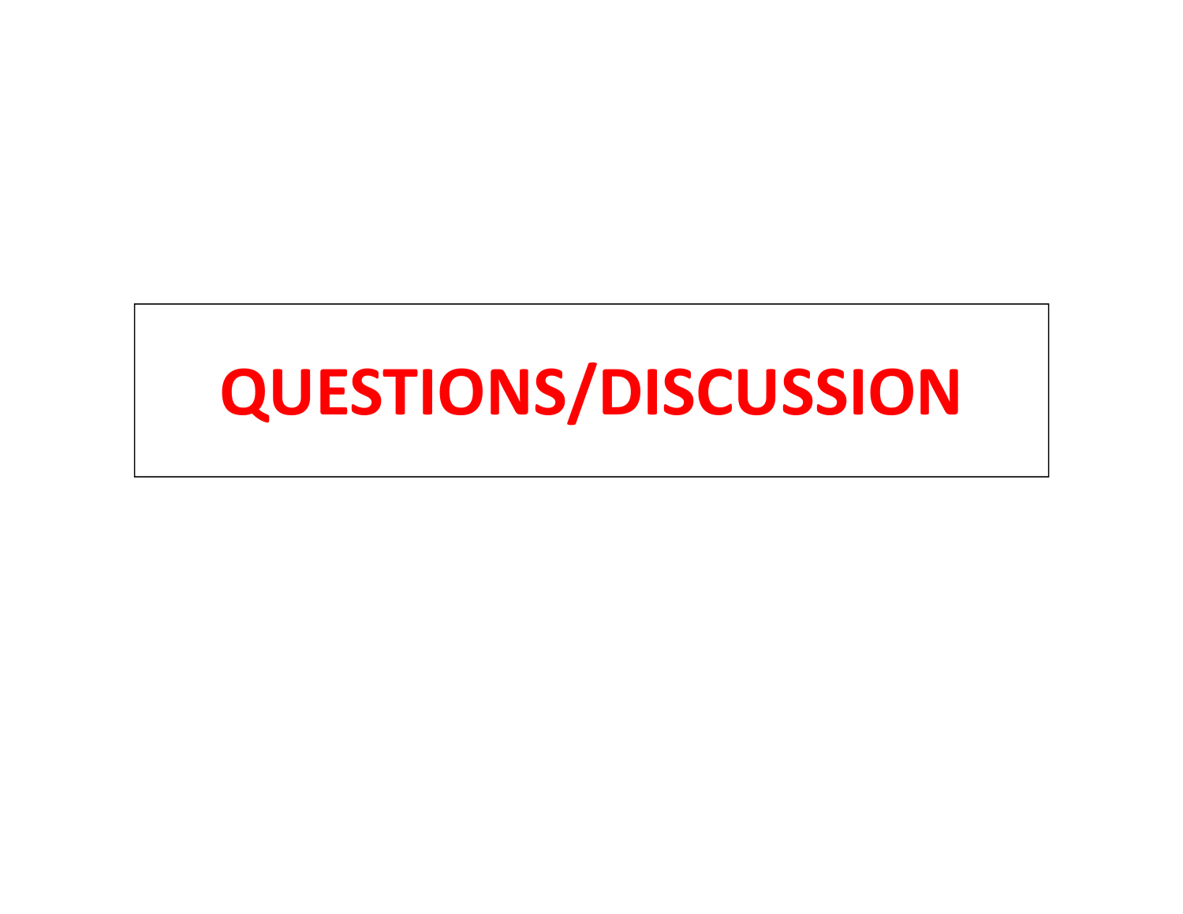# QUESTIONS/DISCUSSION